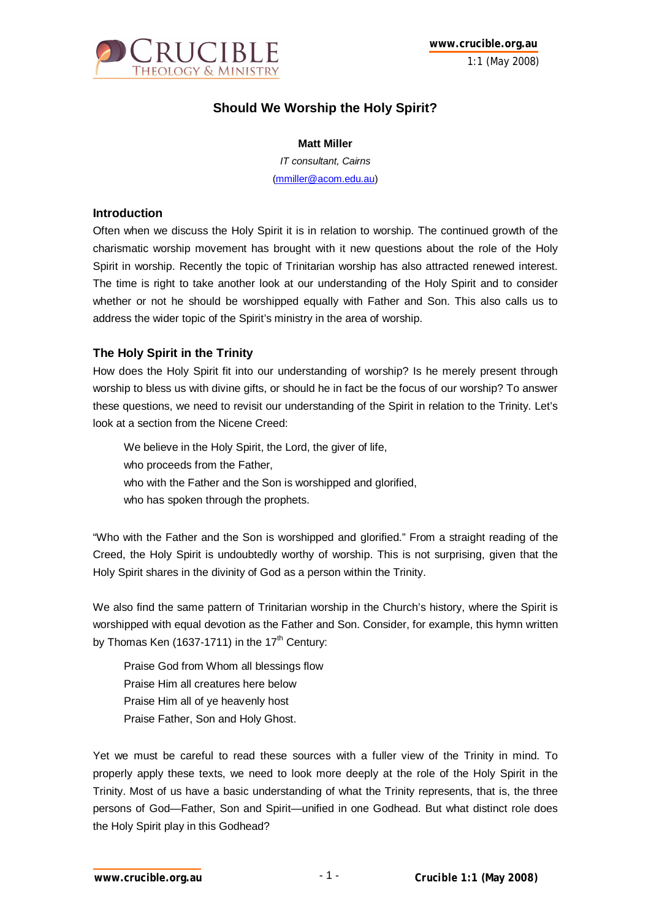# Should We Worship the Holy Spirit?

**Matt Miller**

*IT consultant, Cairns*

(mmiller@acom.edu.au)

## Introduction

Often when we discuss the Holy Spirit it is in relation to worship. The continued growth of the charismatic worship movement has brought with it new questions about the role of the Holy Spirit in worship. Recently the topic of Trinitarian worship has also attracted renewed interest. The time is right to take another look at our understanding of the Holy Spirit and to consider whether or not he should be worshipped equally with Father and Son. This also calls us to address the wider topic of the Spirit's ministry in the area of worship.

## The Holy Spirit in the Trinity

How does the Holy Spirit fit into our understanding of worship? Is he merely present through worship to bless us with divine gifts, or should he in fact be the focus of our worship? To answer these questions, we need to revisit our understanding of the Spirit in relation to the Trinity. Let's look at a section from the Nicene Creed:

> We believe in the Holy Spirit, the Lord, the giver of life,
> who proceeds from the Father,
> who with the Father and the Son is worshipped and glorified,
> who has spoken through the prophets.

"Who with the Father and the Son is worshipped and glorified." From a straight reading of the Creed, the Holy Spirit is undoubtedly worthy of worship. This is not surprising, given that the Holy Spirit shares in the divinity of God as a person within the Trinity.

We also find the same pattern of Trinitarian worship in the Church's history, where the Spirit is worshipped with equal devotion as the Father and Son. Consider, for example, this hymn written by Thomas Ken (1637-1711) in the 17th Century:

> Praise God from Whom all blessings flow
> Praise Him all creatures here below
> Praise Him all of ye heavenly host
> Praise Father, Son and Holy Ghost.

Yet we must be careful to read these sources with a fuller view of the Trinity in mind. To properly apply these texts, we need to look more deeply at the role of the Holy Spirit in the Trinity. Most of us have a basic understanding of what the Trinity represents, that is, the three persons of God—Father, Son and Spirit—unified in one Godhead. But what distinct role does the Holy Spirit play in this Godhead?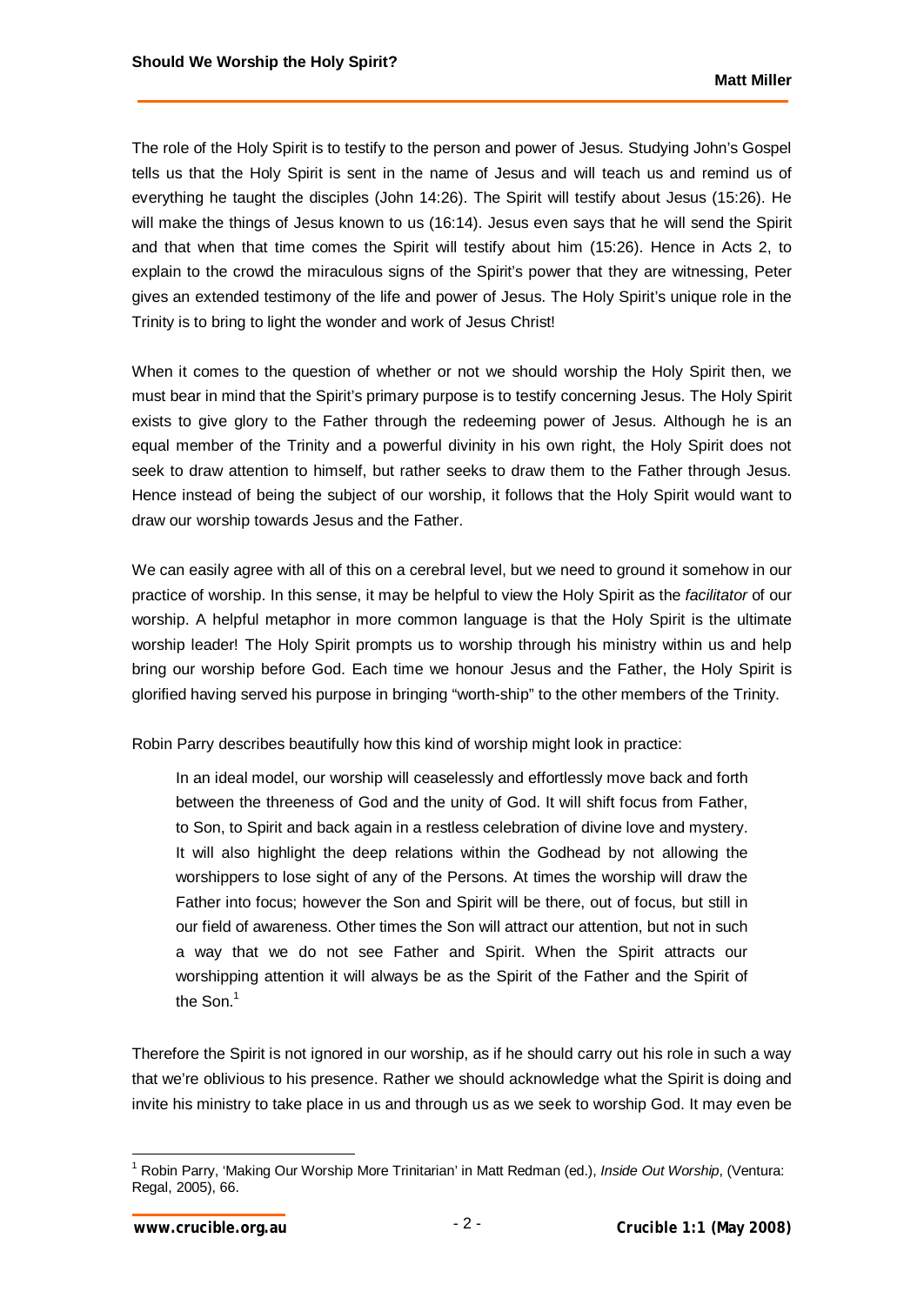The role of the Holy Spirit is to testify to the person and power of Jesus. Studying John's Gospel tells us that the Holy Spirit is sent in the name of Jesus and will teach us and remind us of everything he taught the disciples (John 14:26). The Spirit will testify about Jesus (15:26). He will make the things of Jesus known to us (16:14). Jesus even says that he will send the Spirit and that when that time comes the Spirit will testify about him (15:26). Hence in Acts 2, to explain to the crowd the miraculous signs of the Spirit's power that they are witnessing, Peter gives an extended testimony of the life and power of Jesus. The Holy Spirit's unique role in the Trinity is to bring to light the wonder and work of Jesus Christ!

When it comes to the question of whether or not we should worship the Holy Spirit then, we must bear in mind that the Spirit's primary purpose is to testify concerning Jesus. The Holy Spirit exists to give glory to the Father through the redeeming power of Jesus. Although he is an equal member of the Trinity and a powerful divinity in his own right, the Holy Spirit does not seek to draw attention to himself, but rather seeks to draw them to the Father through Jesus. Hence instead of being the subject of our worship, it follows that the Holy Spirit would want to draw our worship towards Jesus and the Father.

We can easily agree with all of this on a cerebral level, but we need to ground it somehow in our practice of worship. In this sense, it may be helpful to view the Holy Spirit as the *facilitator* of our worship. A helpful metaphor in more common language is that the Holy Spirit is the ultimate worship leader! The Holy Spirit prompts us to worship through his ministry within us and help bring our worship before God. Each time we honour Jesus and the Father, the Holy Spirit is glorified having served his purpose in bringing "worth-ship" to the other members of the Trinity.

Robin Parry describes beautifully how this kind of worship might look in practice:

> In an ideal model, our worship will ceaselessly and effortlessly move back and forth between the threeness of God and the unity of God. It will shift focus from Father, to Son, to Spirit and back again in a restless celebration of divine love and mystery. It will also highlight the deep relations within the Godhead by not allowing the worshippers to lose sight of any of the Persons. At times the worship will draw the Father into focus; however the Son and Spirit will be there, out of focus, but still in our field of awareness. Other times the Son will attract our attention, but not in such a way that we do not see Father and Spirit. When the Spirit attracts our worshipping attention it will always be as the Spirit of the Father and the Spirit of the Son.[1]

Therefore the Spirit is not ignored in our worship, as if he should carry out his role in such a way that we're oblivious to his presence. Rather we should acknowledge what the Spirit is doing and invite his ministry to take place in us and through us as we seek to worship God. It may even be

---

[1] Robin Parry, 'Making Our Worship More Trinitarian' in Matt Redman (ed.), *Inside Out Worship*, (Ventura: Regal, 2005), 66.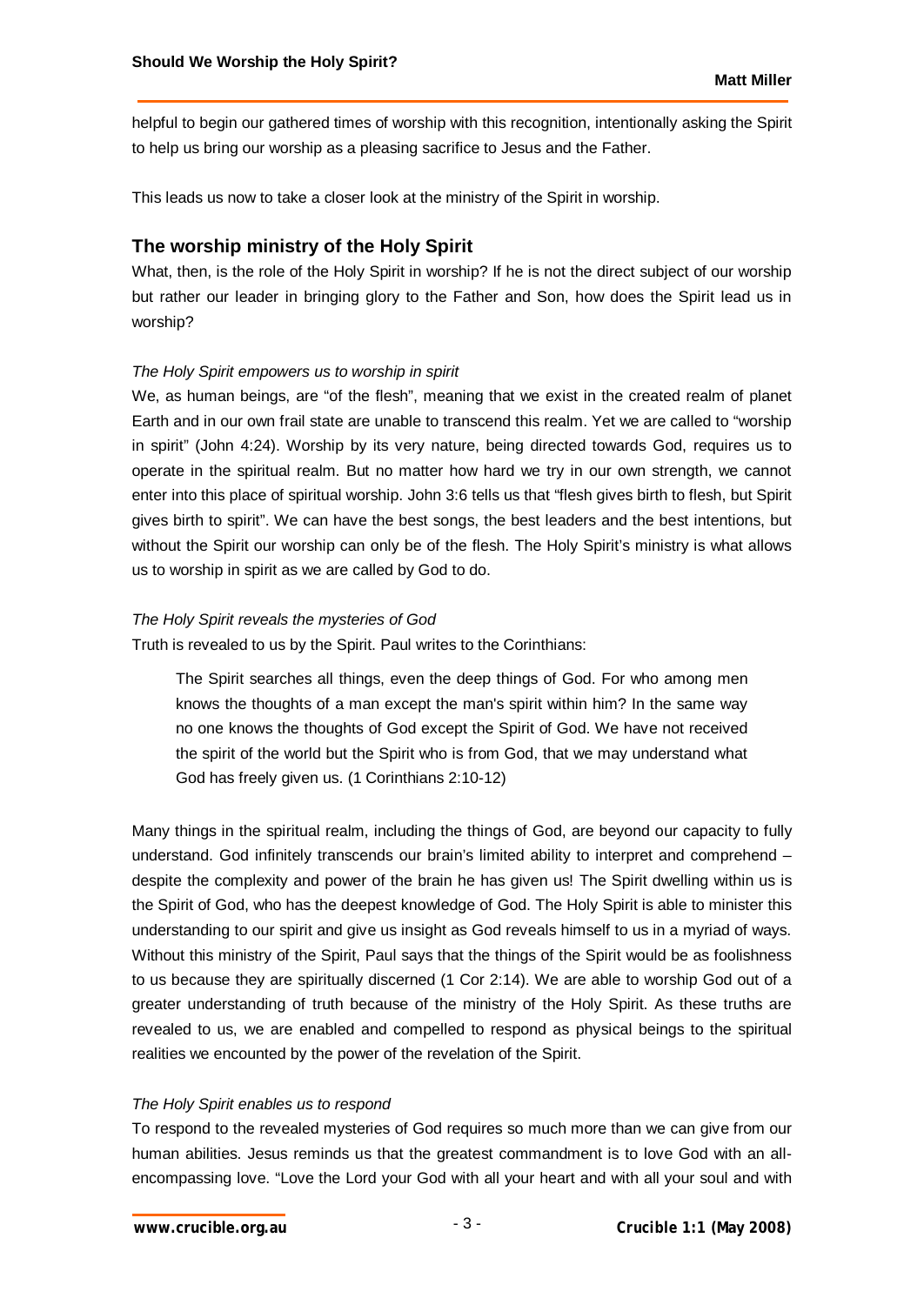helpful to begin our gathered times of worship with this recognition, intentionally asking the Spirit to help us bring our worship as a pleasing sacrifice to Jesus and the Father.

This leads us now to take a closer look at the ministry of the Spirit in worship.

## The worship ministry of the Holy Spirit

What, then, is the role of the Holy Spirit in worship? If he is not the direct subject of our worship but rather our leader in bringing glory to the Father and Son, how does the Spirit lead us in worship?

*The Holy Spirit empowers us to worship in spirit*

We, as human beings, are "of the flesh", meaning that we exist in the created realm of planet Earth and in our own frail state are unable to transcend this realm. Yet we are called to "worship in spirit" (John 4:24). Worship by its very nature, being directed towards God, requires us to operate in the spiritual realm. But no matter how hard we try in our own strength, we cannot enter into this place of spiritual worship. John 3:6 tells us that "flesh gives birth to flesh, but Spirit gives birth to spirit". We can have the best songs, the best leaders and the best intentions, but without the Spirit our worship can only be of the flesh. The Holy Spirit's ministry is what allows us to worship in spirit as we are called by God to do.

*The Holy Spirit reveals the mysteries of God*

Truth is revealed to us by the Spirit. Paul writes to the Corinthians:

> The Spirit searches all things, even the deep things of God. For who among men knows the thoughts of a man except the man's spirit within him? In the same way no one knows the thoughts of God except the Spirit of God. We have not received the spirit of the world but the Spirit who is from God, that we may understand what God has freely given us. (1 Corinthians 2:10-12)

Many things in the spiritual realm, including the things of God, are beyond our capacity to fully understand. God infinitely transcends our brain's limited ability to interpret and comprehend – despite the complexity and power of the brain he has given us! The Spirit dwelling within us is the Spirit of God, who has the deepest knowledge of God. The Holy Spirit is able to minister this understanding to our spirit and give us insight as God reveals himself to us in a myriad of ways. Without this ministry of the Spirit, Paul says that the things of the Spirit would be as foolishness to us because they are spiritually discerned (1 Cor 2:14). We are able to worship God out of a greater understanding of truth because of the ministry of the Holy Spirit. As these truths are revealed to us, we are enabled and compelled to respond as physical beings to the spiritual realities we encounted by the power of the revelation of the Spirit.

*The Holy Spirit enables us to respond*

To respond to the revealed mysteries of God requires so much more than we can give from our human abilities. Jesus reminds us that the greatest commandment is to love God with an all-encompassing love. "Love the Lord your God with all your heart and with all your soul and with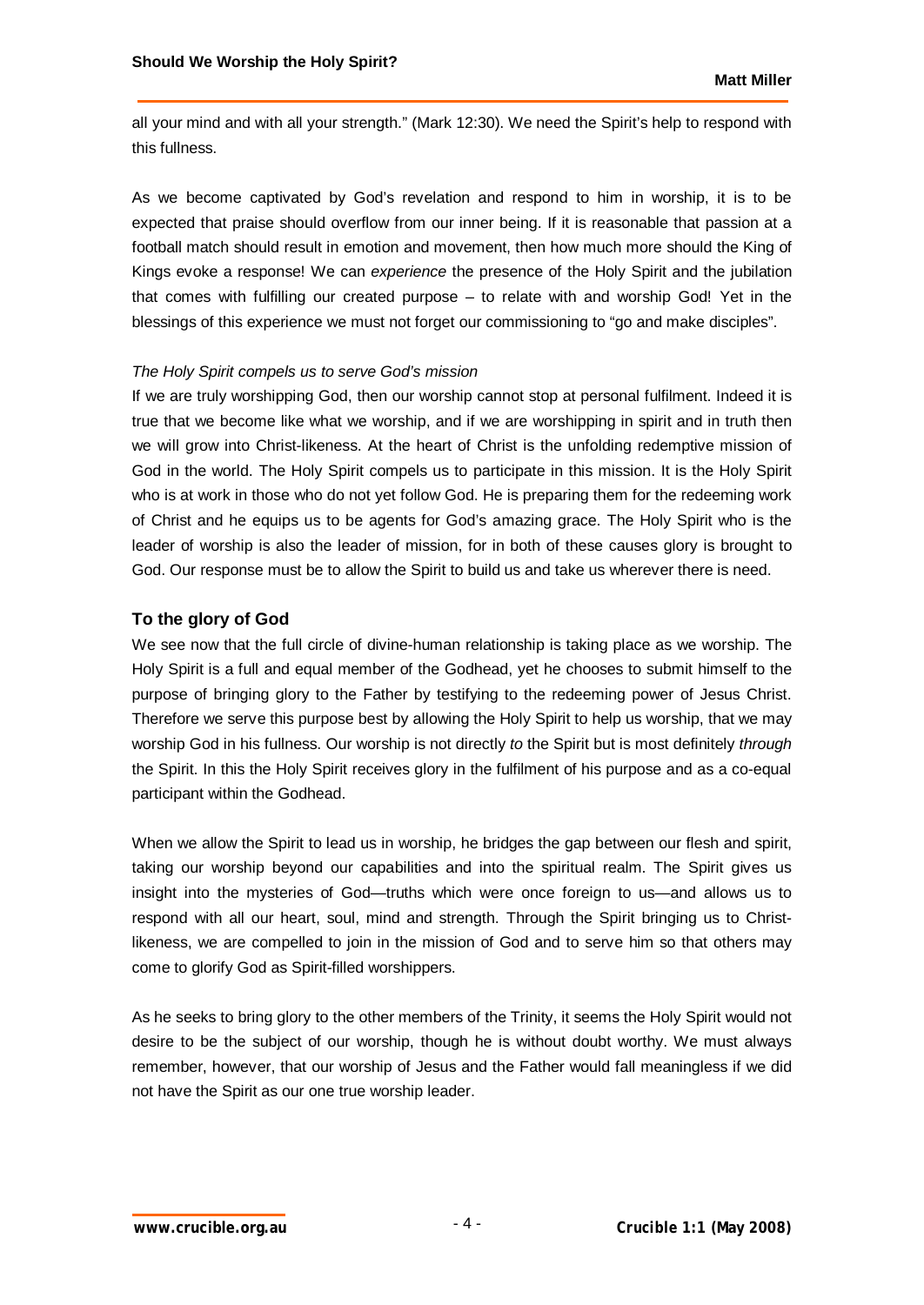all your mind and with all your strength." (Mark 12:30). We need the Spirit's help to respond with this fullness.

As we become captivated by God's revelation and respond to him in worship, it is to be expected that praise should overflow from our inner being. If it is reasonable that passion at a football match should result in emotion and movement, then how much more should the King of Kings evoke a response! We can *experience* the presence of the Holy Spirit and the jubilation that comes with fulfilling our created purpose – to relate with and worship God! Yet in the blessings of this experience we must not forget our commissioning to "go and make disciples".

*The Holy Spirit compels us to serve God's mission*

If we are truly worshipping God, then our worship cannot stop at personal fulfilment. Indeed it is true that we become like what we worship, and if we are worshipping in spirit and in truth then we will grow into Christ-likeness. At the heart of Christ is the unfolding redemptive mission of God in the world. The Holy Spirit compels us to participate in this mission. It is the Holy Spirit who is at work in those who do not yet follow God. He is preparing them for the redeeming work of Christ and he equips us to be agents for God's amazing grace. The Holy Spirit who is the leader of worship is also the leader of mission, for in both of these causes glory is brought to God. Our response must be to allow the Spirit to build us and take us wherever there is need.

## To the glory of God

We see now that the full circle of divine-human relationship is taking place as we worship. The Holy Spirit is a full and equal member of the Godhead, yet he chooses to submit himself to the purpose of bringing glory to the Father by testifying to the redeeming power of Jesus Christ. Therefore we serve this purpose best by allowing the Holy Spirit to help us worship, that we may worship God in his fullness. Our worship is not directly *to* the Spirit but is most definitely *through* the Spirit. In this the Holy Spirit receives glory in the fulfilment of his purpose and as a co-equal participant within the Godhead.

When we allow the Spirit to lead us in worship, he bridges the gap between our flesh and spirit, taking our worship beyond our capabilities and into the spiritual realm. The Spirit gives us insight into the mysteries of God—truths which were once foreign to us—and allows us to respond with all our heart, soul, mind and strength. Through the Spirit bringing us to Christ-likeness, we are compelled to join in the mission of God and to serve him so that others may come to glorify God as Spirit-filled worshippers.

As he seeks to bring glory to the other members of the Trinity, it seems the Holy Spirit would not desire to be the subject of our worship, though he is without doubt worthy. We must always remember, however, that our worship of Jesus and the Father would fall meaningless if we did not have the Spirit as our one true worship leader.